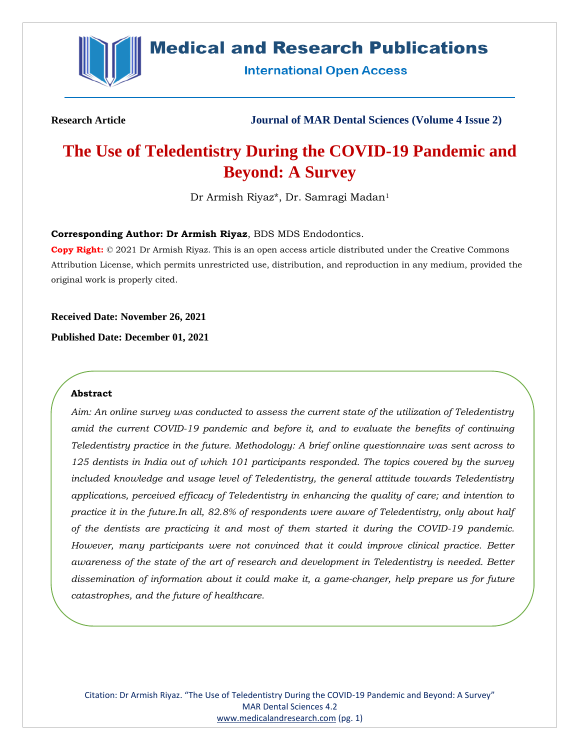**Research Article** **Journal of MAR Dental Sciences (Volume 4 Issue 2)**

# The Use of Teledentistry During the COVID-19 Pandemic and Beyond: A Survey

Dr Armish Riyaz*, Dr. Samragi Madan[1]

**Corresponding Author: Dr Armish Riyaz**, BDS MDS Endodontics.

**Copy Right:** © 2021 Dr Armish Riyaz. This is an open access article distributed under the Creative Commons Attribution License, which permits unrestricted use, distribution, and reproduction in any medium, provided the original work is properly cited.

**Received Date: November 26, 2021**

**Published Date: December 01, 2021**

### Abstract

*Aim: An online survey was conducted to assess the current state of the utilization of Teledentistry amid the current COVID-19 pandemic and before it, and to evaluate the benefits of continuing Teledentistry practice in the future. Methodology: A brief online questionnaire was sent across to 125 dentists in India out of which 101 participants responded. The topics covered by the survey included knowledge and usage level of Teledentistry, the general attitude towards Teledentistry applications, perceived efficacy of Teledentistry in enhancing the quality of care; and intention to practice it in the future.In all, 82.8% of respondents were aware of Teledentistry, only about half of the dentists are practicing it and most of them started it during the COVID-19 pandemic. However, many participants were not convinced that it could improve clinical practice. Better awareness of the state of the art of research and development in Teledentistry is needed. Better dissemination of information about it could make it, a game-changer, help prepare us for future catastrophes, and the future of healthcare.*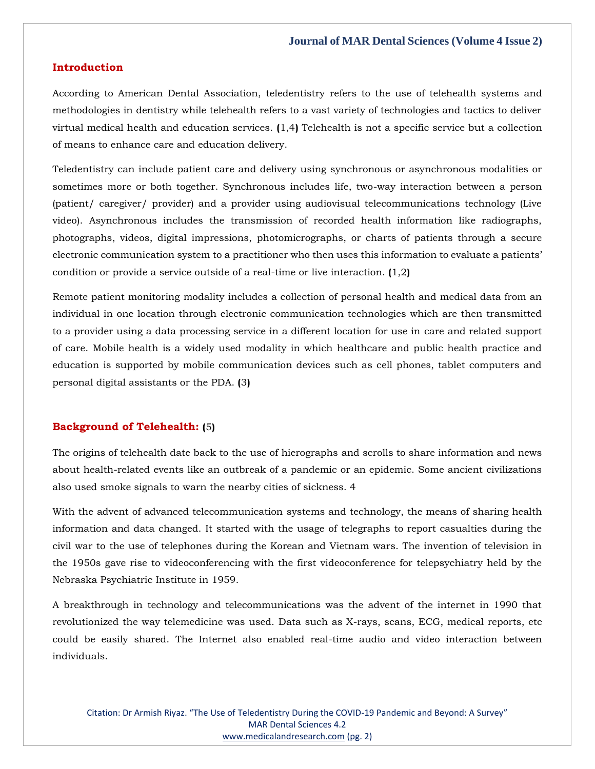## Introduction

According to American Dental Association, teledentistry refers to the use of telehealth systems and methodologies in dentistry while telehealth refers to a vast variety of technologies and tactics to deliver virtual medical health and education services. (1,4) Telehealth is not a specific service but a collection of means to enhance care and education delivery.

Teledentistry can include patient care and delivery using synchronous or asynchronous modalities or sometimes more or both together. Synchronous includes life, two-way interaction between a person (patient/ caregiver/ provider) and a provider using audiovisual telecommunications technology (Live video). Asynchronous includes the transmission of recorded health information like radiographs, photographs, videos, digital impressions, photomicrographs, or charts of patients through a secure electronic communication system to a practitioner who then uses this information to evaluate a patients' condition or provide a service outside of a real-time or live interaction. (1,2)

Remote patient monitoring modality includes a collection of personal health and medical data from an individual in one location through electronic communication technologies which are then transmitted to a provider using a data processing service in a different location for use in care and related support of care. Mobile health is a widely used modality in which healthcare and public health practice and education is supported by mobile communication devices such as cell phones, tablet computers and personal digital assistants or the PDA. (3)

## Background of Telehealth: (5)

The origins of telehealth date back to the use of hierographs and scrolls to share information and news about health-related events like an outbreak of a pandemic or an epidemic. Some ancient civilizations also used smoke signals to warn the nearby cities of sickness. 4

With the advent of advanced telecommunication systems and technology, the means of sharing health information and data changed. It started with the usage of telegraphs to report casualties during the civil war to the use of telephones during the Korean and Vietnam wars. The invention of television in the 1950s gave rise to videoconferencing with the first videoconference for telepsychiatry held by the Nebraska Psychiatric Institute in 1959.

A breakthrough in technology and telecommunications was the advent of the internet in 1990 that revolutionized the way telemedicine was used. Data such as X-rays, scans, ECG, medical reports, etc could be easily shared. The Internet also enabled real-time audio and video interaction between individuals.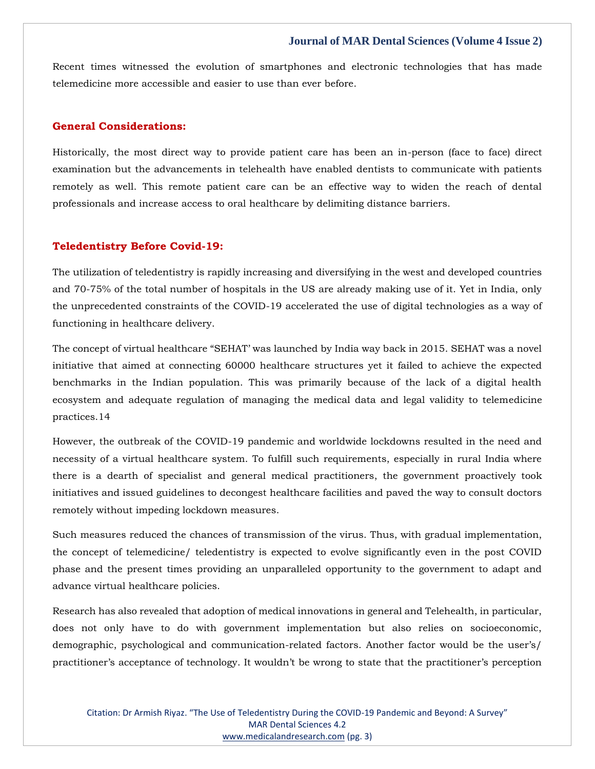Recent times witnessed the evolution of smartphones and electronic technologies that has made telemedicine more accessible and easier to use than ever before.

## General Considerations:

Historically, the most direct way to provide patient care has been an in-person (face to face) direct examination but the advancements in telehealth have enabled dentists to communicate with patients remotely as well. This remote patient care can be an effective way to widen the reach of dental professionals and increase access to oral healthcare by delimiting distance barriers.

## Teledentistry Before Covid-19:

The utilization of teledentistry is rapidly increasing and diversifying in the west and developed countries and 70-75% of the total number of hospitals in the US are already making use of it. Yet in India, only the unprecedented constraints of the COVID-19 accelerated the use of digital technologies as a way of functioning in healthcare delivery.

The concept of virtual healthcare "SEHAT' was launched by India way back in 2015. SEHAT was a novel initiative that aimed at connecting 60000 healthcare structures yet it failed to achieve the expected benchmarks in the Indian population. This was primarily because of the lack of a digital health ecosystem and adequate regulation of managing the medical data and legal validity to telemedicine practices.14

However, the outbreak of the COVID-19 pandemic and worldwide lockdowns resulted in the need and necessity of a virtual healthcare system. To fulfill such requirements, especially in rural India where there is a dearth of specialist and general medical practitioners, the government proactively took initiatives and issued guidelines to decongest healthcare facilities and paved the way to consult doctors remotely without impeding lockdown measures.

Such measures reduced the chances of transmission of the virus. Thus, with gradual implementation, the concept of telemedicine/ teledentistry is expected to evolve significantly even in the post COVID phase and the present times providing an unparalleled opportunity to the government to adapt and advance virtual healthcare policies.

Research has also revealed that adoption of medical innovations in general and Telehealth, in particular, does not only have to do with government implementation but also relies on socioeconomic, demographic, psychological and communication-related factors. Another factor would be the user's/ practitioner's acceptance of technology. It wouldn't be wrong to state that the practitioner's perception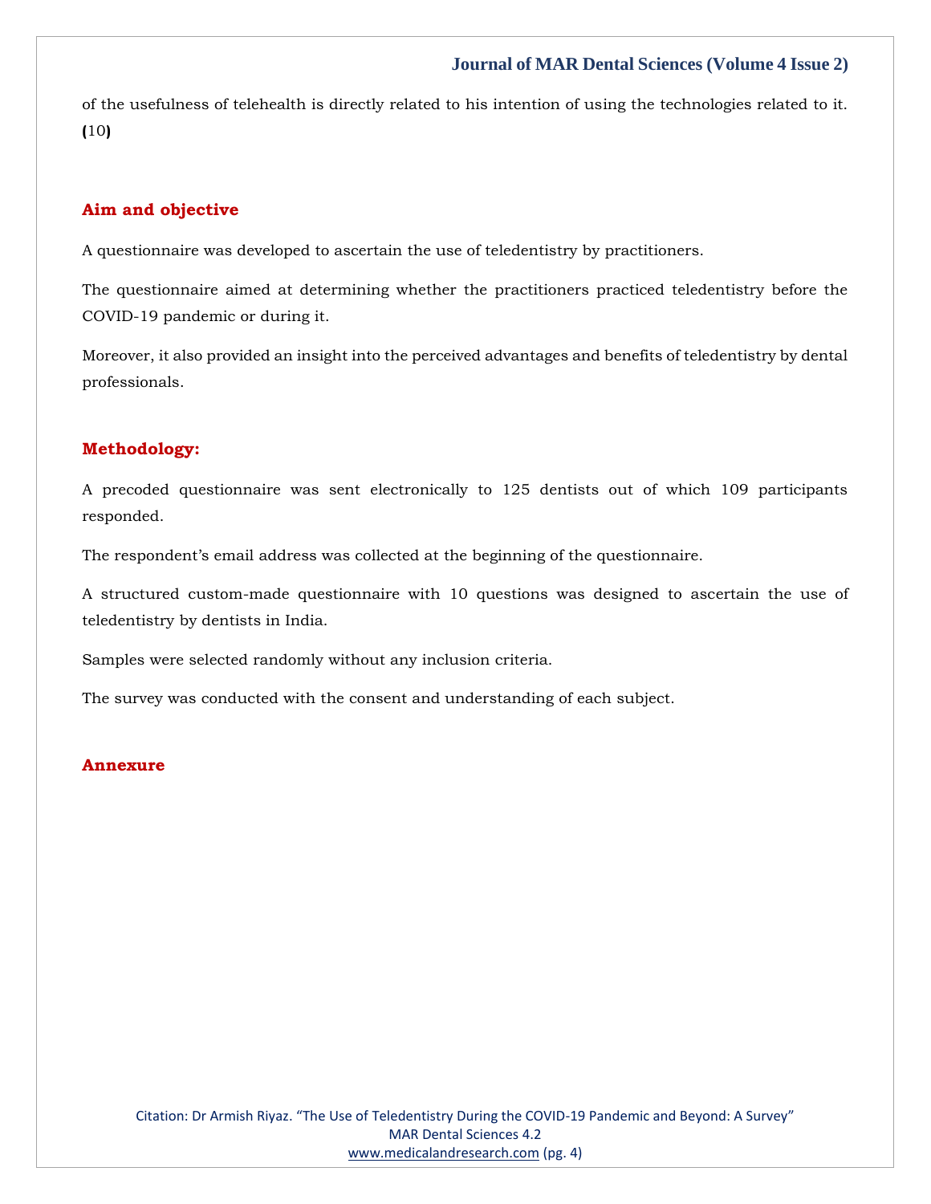of the usefulness of telehealth is directly related to his intention of using the technologies related to it. (10)

## Aim and objective

A questionnaire was developed to ascertain the use of teledentistry by practitioners.

The questionnaire aimed at determining whether the practitioners practiced teledentistry before the COVID-19 pandemic or during it.

Moreover, it also provided an insight into the perceived advantages and benefits of teledentistry by dental professionals.

## Methodology:

A precoded questionnaire was sent electronically to 125 dentists out of which 109 participants responded.

The respondent's email address was collected at the beginning of the questionnaire.

A structured custom-made questionnaire with 10 questions was designed to ascertain the use of teledentistry by dentists in India.

Samples were selected randomly without any inclusion criteria.

The survey was conducted with the consent and understanding of each subject.

## Annexure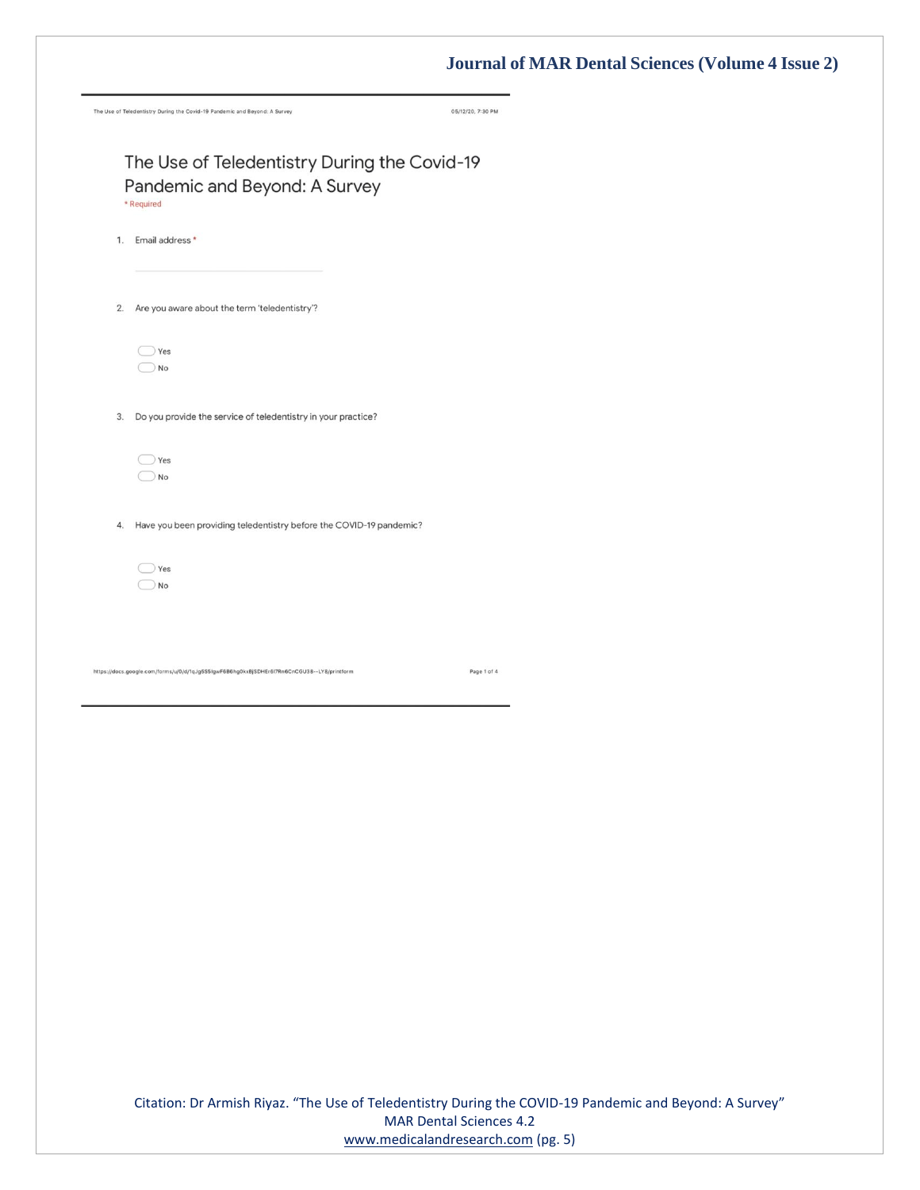# The Use of Teledentistry During the Covid-19 Pandemic and Beyond: A Survey

\* Required

1. Email address *

2. Are you aware about the term 'teledentistry'?

   - Yes
   - No

3. Do you provide the service of teledentistry in your practice?

   - Yes
   - No

4. Have you been providing teledentistry before the COVID-19 pandemic?

   - Yes
   - No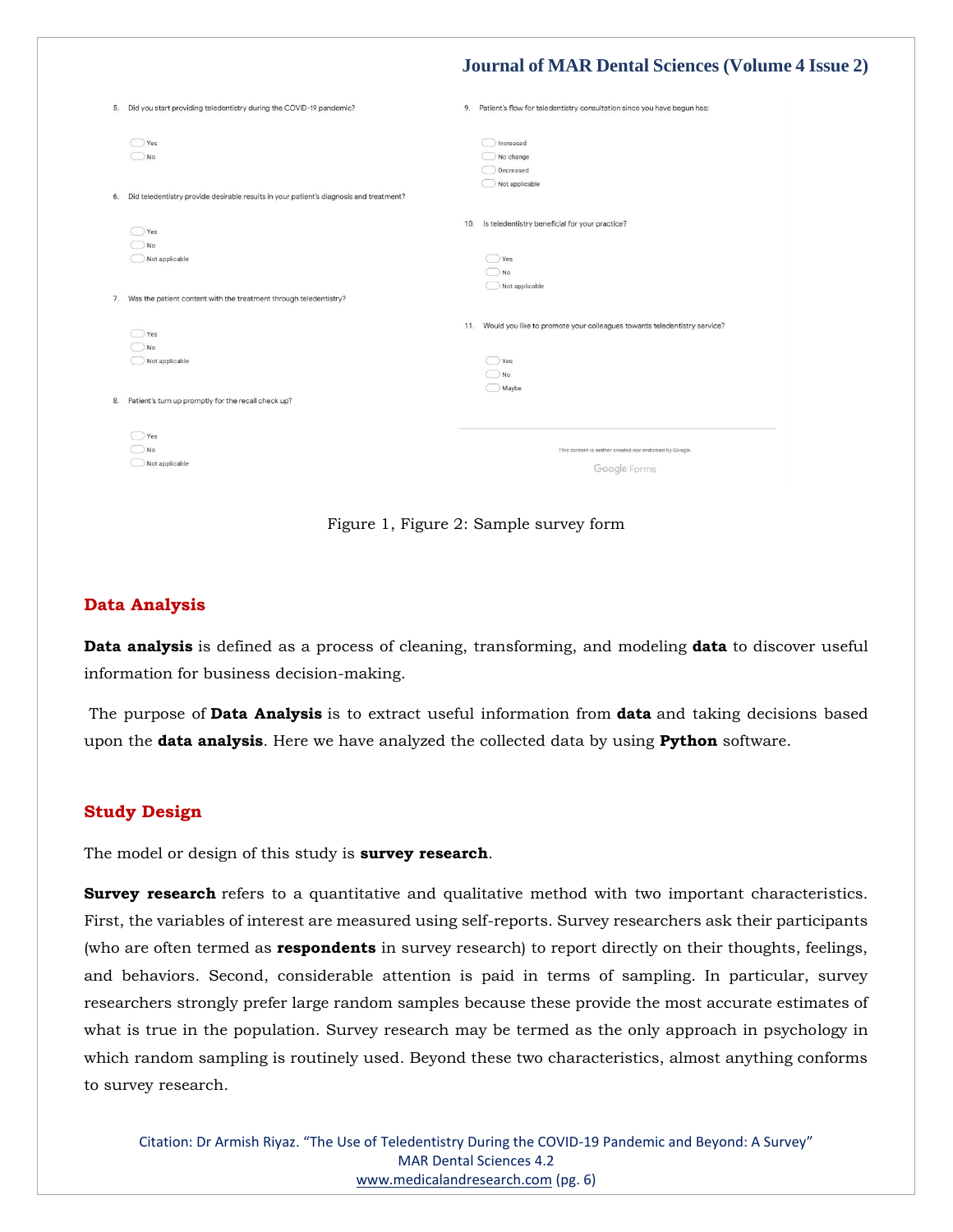5. Did you start providing teledentistry during the COVID-19 pandemic?

- Yes
- No

6. Did teledentistry provide desirable results in your patient's diagnosis and treatment?

- Yes
- No
- Not applicable

7. Was the patient content with the treatment through teledentistry?

- Yes
- No
- Not applicable

8. Patient's turn up promptly for the recall check up?

- Yes
- No
- Not applicable

9. Patient's flow for teledentistry consultation since you have begun has:

- Increased
- No change
- Decreased
- Not applicable

10. Is teledentistry beneficial for your practice?

- Yes
- No
- Not applicable

11. Would you like to promote your colleagues towards teledentistry service?

- Yes
- No
- Maybe

This content is neither created nor endorsed by Google.

Google Forms

Figure 1, Figure 2: Sample survey form

## Data Analysis

**Data analysis** is defined as a process of cleaning, transforming, and modeling **data** to discover useful information for business decision-making.

The purpose of **Data Analysis** is to extract useful information from **data** and taking decisions based upon the **data analysis**. Here we have analyzed the collected data by using **Python** software.

## Study Design

The model or design of this study is **survey research**.

**Survey research** refers to a quantitative and qualitative method with two important characteristics. First, the variables of interest are measured using self-reports. Survey researchers ask their participants (who are often termed as **respondents** in survey research) to report directly on their thoughts, feelings, and behaviors. Second, considerable attention is paid in terms of sampling. In particular, survey researchers strongly prefer large random samples because these provide the most accurate estimates of what is true in the population. Survey research may be termed as the only approach in psychology in which random sampling is routinely used. Beyond these two characteristics, almost anything conforms to survey research.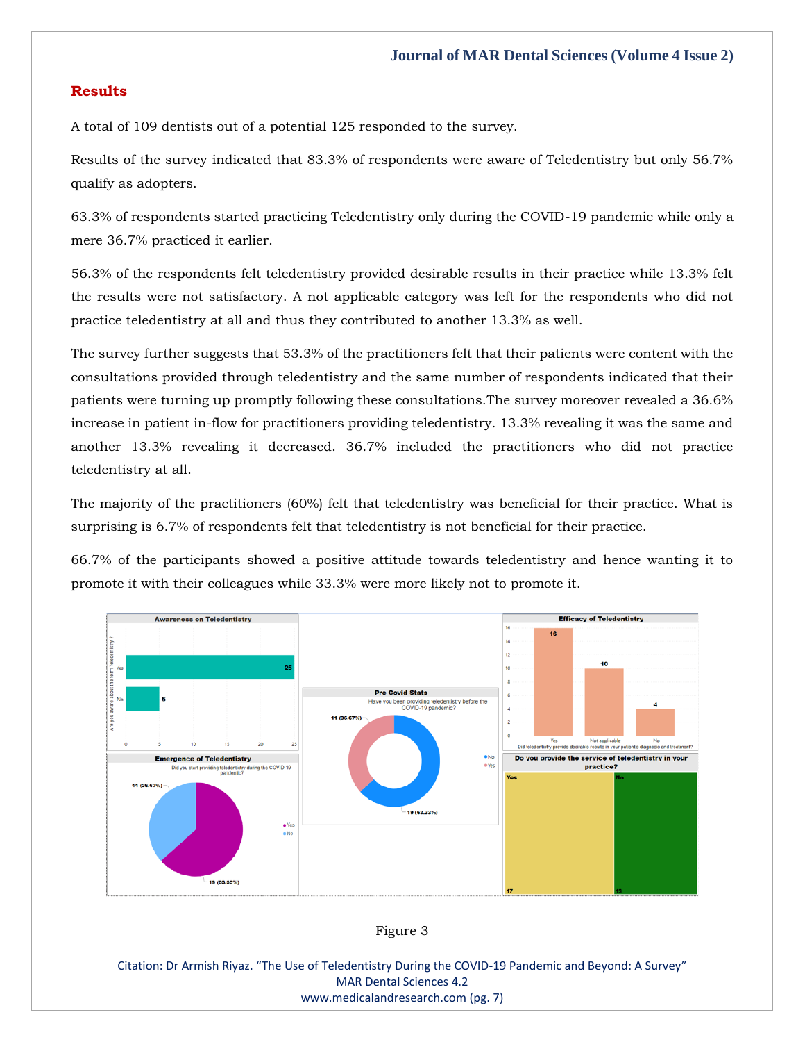## Results

A total of 109 dentists out of a potential 125 responded to the survey.

Results of the survey indicated that 83.3% of respondents were aware of Teledentistry but only 56.7% qualify as adopters.

63.3% of respondents started practicing Teledentistry only during the COVID-19 pandemic while only a mere 36.7% practiced it earlier.

56.3% of the respondents felt teledentistry provided desirable results in their practice while 13.3% felt the results were not satisfactory. A not applicable category was left for the respondents who did not practice teledentistry at all and thus they contributed to another 13.3% as well.

The survey further suggests that 53.3% of the practitioners felt that their patients were content with the consultations provided through teledentistry and the same number of respondents indicated that their patients were turning up promptly following these consultations.The survey moreover revealed a 36.6% increase in patient in-flow for practitioners providing teledentistry. 13.3% revealing it was the same and another 13.3% revealing it decreased. 36.7% included the practitioners who did not practice teledentistry at all.

The majority of the practitioners (60%) felt that teledentistry was beneficial for their practice. What is surprising is 6.7% of respondents felt that teledentistry is not beneficial for their practice.

66.7% of the participants showed a positive attitude towards teledentistry and hence wanting it to promote it with their colleagues while 33.3% were more likely not to promote it.

Figure 3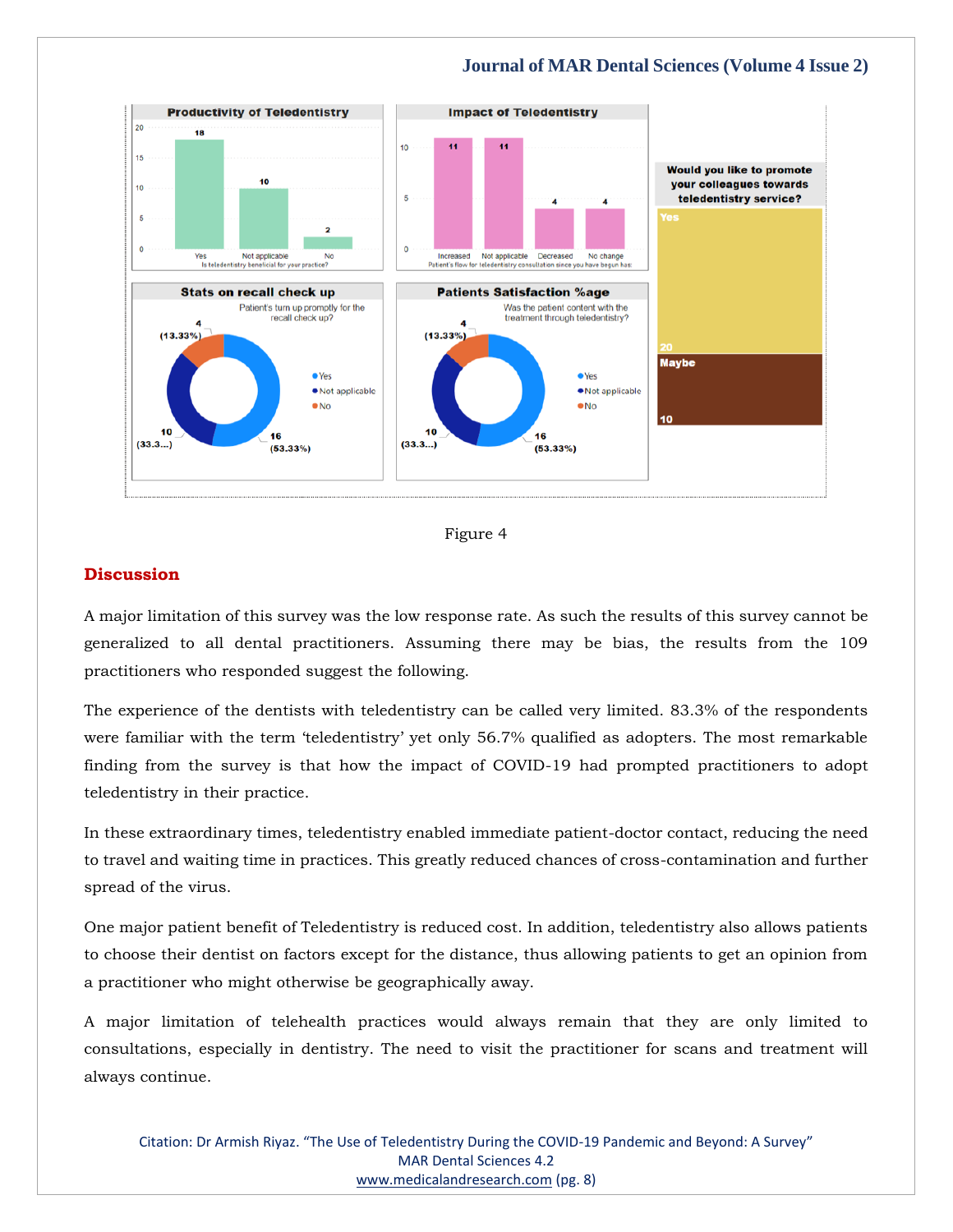Figure 4

## Discussion

A major limitation of this survey was the low response rate. As such the results of this survey cannot be generalized to all dental practitioners. Assuming there may be bias, the results from the 109 practitioners who responded suggest the following.

The experience of the dentists with teledentistry can be called very limited. 83.3% of the respondents were familiar with the term 'teledentistry' yet only 56.7% qualified as adopters. The most remarkable finding from the survey is that how the impact of COVID-19 had prompted practitioners to adopt teledentistry in their practice.

In these extraordinary times, teledentistry enabled immediate patient-doctor contact, reducing the need to travel and waiting time in practices. This greatly reduced chances of cross-contamination and further spread of the virus.

One major patient benefit of Teledentistry is reduced cost. In addition, teledentistry also allows patients to choose their dentist on factors except for the distance, thus allowing patients to get an opinion from a practitioner who might otherwise be geographically away.

A major limitation of telehealth practices would always remain that they are only limited to consultations, especially in dentistry. The need to visit the practitioner for scans and treatment will always continue.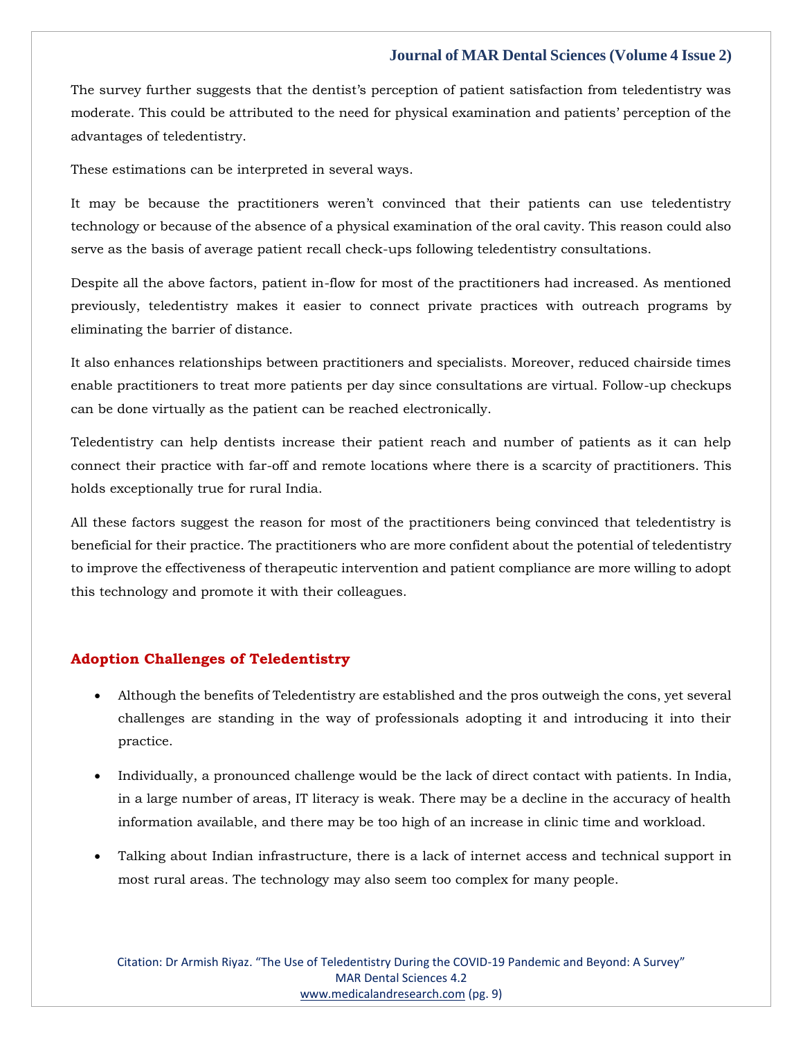The survey further suggests that the dentist's perception of patient satisfaction from teledentistry was moderate. This could be attributed to the need for physical examination and patients' perception of the advantages of teledentistry.

These estimations can be interpreted in several ways.

It may be because the practitioners weren't convinced that their patients can use teledentistry technology or because of the absence of a physical examination of the oral cavity. This reason could also serve as the basis of average patient recall check-ups following teledentistry consultations.

Despite all the above factors, patient in-flow for most of the practitioners had increased. As mentioned previously, teledentistry makes it easier to connect private practices with outreach programs by eliminating the barrier of distance.

It also enhances relationships between practitioners and specialists. Moreover, reduced chairside times enable practitioners to treat more patients per day since consultations are virtual. Follow-up checkups can be done virtually as the patient can be reached electronically.

Teledentistry can help dentists increase their patient reach and number of patients as it can help connect their practice with far-off and remote locations where there is a scarcity of practitioners. This holds exceptionally true for rural India.

All these factors suggest the reason for most of the practitioners being convinced that teledentistry is beneficial for their practice. The practitioners who are more confident about the potential of teledentistry to improve the effectiveness of therapeutic intervention and patient compliance are more willing to adopt this technology and promote it with their colleagues.

## Adoption Challenges of Teledentistry

- Although the benefits of Teledentistry are established and the pros outweigh the cons, yet several challenges are standing in the way of professionals adopting it and introducing it into their practice.
- Individually, a pronounced challenge would be the lack of direct contact with patients. In India, in a large number of areas, IT literacy is weak. There may be a decline in the accuracy of health information available, and there may be too high of an increase in clinic time and workload.
- Talking about Indian infrastructure, there is a lack of internet access and technical support in most rural areas. The technology may also seem too complex for many people.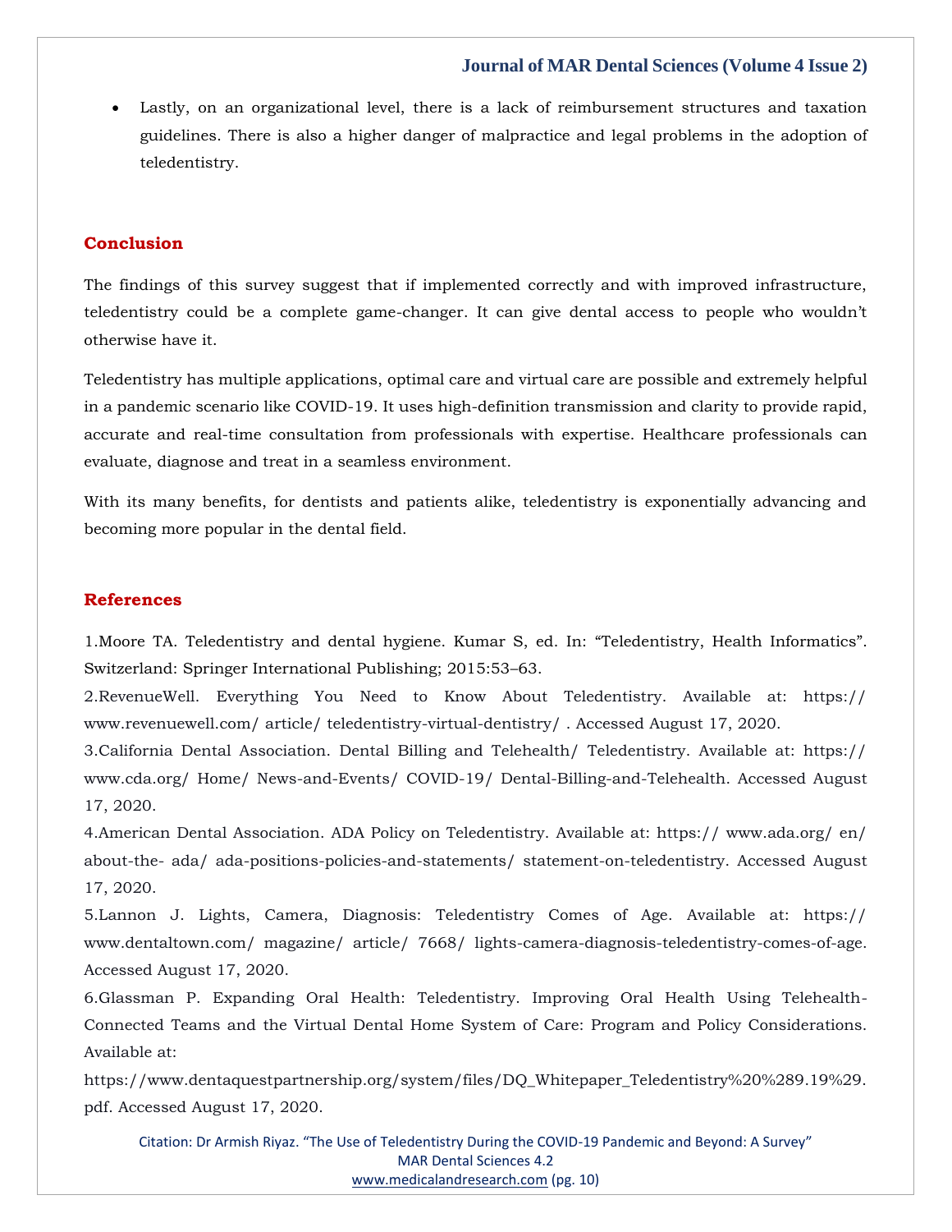- Lastly, on an organizational level, there is a lack of reimbursement structures and taxation guidelines. There is also a higher danger of malpractice and legal problems in the adoption of teledentistry.

## Conclusion

The findings of this survey suggest that if implemented correctly and with improved infrastructure, teledentistry could be a complete game-changer. It can give dental access to people who wouldn't otherwise have it.

Teledentistry has multiple applications, optimal care and virtual care are possible and extremely helpful in a pandemic scenario like COVID-19. It uses high-definition transmission and clarity to provide rapid, accurate and real-time consultation from professionals with expertise. Healthcare professionals can evaluate, diagnose and treat in a seamless environment.

With its many benefits, for dentists and patients alike, teledentistry is exponentially advancing and becoming more popular in the dental field.

## References

1.Moore TA. Teledentistry and dental hygiene. Kumar S, ed. In: "Teledentistry, Health Informatics". Switzerland: Springer International Publishing; 2015:53–63.

2.RevenueWell. Everything You Need to Know About Teledentistry. Available at: https:// www.revenuewell.com/ article/ teledentistry-virtual-dentistry/ . Accessed August 17, 2020.

3.California Dental Association. Dental Billing and Telehealth/ Teledentistry. Available at: https:// www.cda.org/ Home/ News-and-Events/ COVID-19/ Dental-Billing-and-Telehealth. Accessed August 17, 2020.

4.American Dental Association. ADA Policy on Teledentistry. Available at: https:// www.ada.org/ en/ about-the- ada/ ada-positions-policies-and-statements/ statement-on-teledentistry. Accessed August 17, 2020.

5.Lannon J. Lights, Camera, Diagnosis: Teledentistry Comes of Age. Available at: https:// www.dentaltown.com/ magazine/ article/ 7668/ lights-camera-diagnosis-teledentistry-comes-of-age. Accessed August 17, 2020.

6.Glassman P. Expanding Oral Health: Teledentistry. Improving Oral Health Using Telehealth-Connected Teams and the Virtual Dental Home System of Care: Program and Policy Considerations. Available at: https://www.dentaquestpartnership.org/system/files/DQ_Whitepaper_Teledentistry%20%289.19%29.pdf. Accessed August 17, 2020.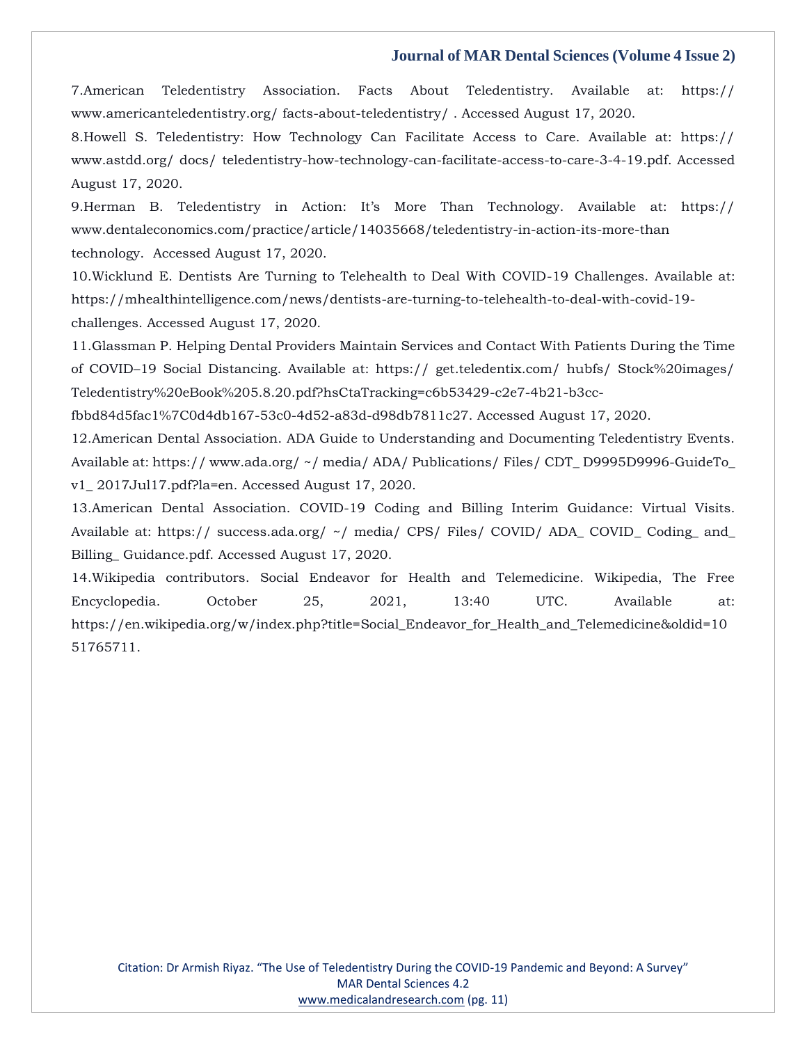7.American Teledentistry Association. Facts About Teledentistry. Available at: https:// www.americanteledentistry.org/ facts-about-teledentistry/ . Accessed August 17, 2020.

8.Howell S. Teledentistry: How Technology Can Facilitate Access to Care. Available at: https:// www.astdd.org/ docs/ teledentistry-how-technology-can-facilitate-access-to-care-3-4-19.pdf. Accessed August 17, 2020.

9.Herman B. Teledentistry in Action: It's More Than Technology. Available at: https:// www.dentaleconomics.com/practice/article/14035668/teledentistry-in-action-its-more-than technology. Accessed August 17, 2020.

10.Wicklund E. Dentists Are Turning to Telehealth to Deal With COVID-19 Challenges. Available at: https://mhealthintelligence.com/news/dentists-are-turning-to-telehealth-to-deal-with-covid-19-challenges. Accessed August 17, 2020.

11.Glassman P. Helping Dental Providers Maintain Services and Contact With Patients During the Time of COVID–19 Social Distancing. Available at: https:// get.teledentix.com/ hubfs/ Stock%20images/ Teledentistry%20eBook%205.8.20.pdf?hsCtaTracking=c6b53429-c2e7-4b21-b3cc-fbbd84d5fac1%7C0d4db167-53c0-4d52-a83d-d98db7811c27. Accessed August 17, 2020.

12.American Dental Association. ADA Guide to Understanding and Documenting Teledentistry Events. Available at: https:// www.ada.org/ ~/ media/ ADA/ Publications/ Files/ CDT_ D9995D9996-GuideTo_ v1_ 2017Jul17.pdf?la=en. Accessed August 17, 2020.

13.American Dental Association. COVID-19 Coding and Billing Interim Guidance: Virtual Visits. Available at: https:// success.ada.org/ ~/ media/ CPS/ Files/ COVID/ ADA_ COVID_ Coding_ and_ Billing_ Guidance.pdf. Accessed August 17, 2020.

14.Wikipedia contributors. Social Endeavor for Health and Telemedicine. Wikipedia, The Free Encyclopedia. October 25, 2021, 13:40 UTC. Available at: https://en.wikipedia.org/w/index.php?title=Social_Endeavor_for_Health_and_Telemedicine&oldid=1051765711.